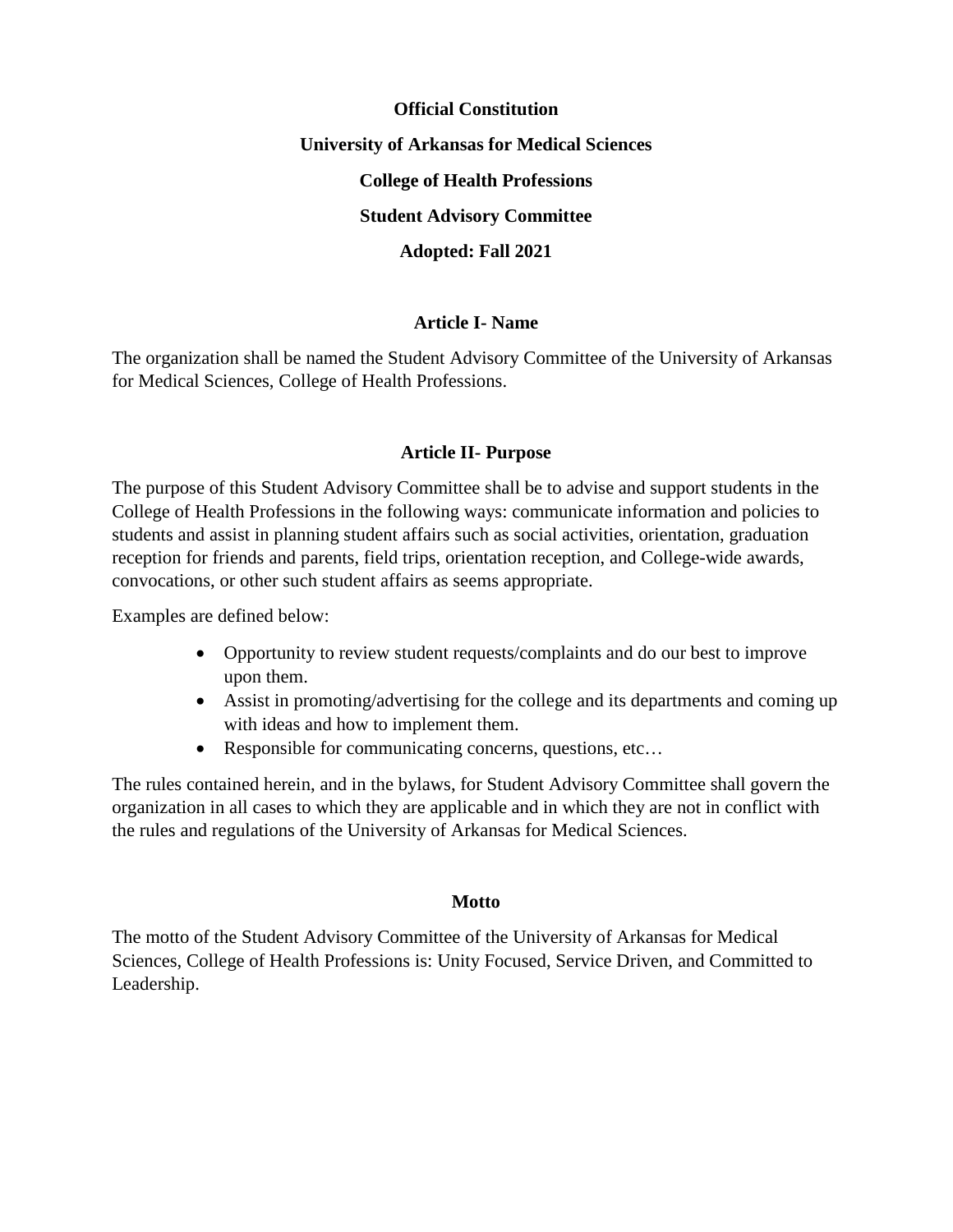**Official Constitution**

**University of Arkansas for Medical Sciences**

**College of Health Professions**

**Student Advisory Committee**

**Adopted: Fall 2021**

## Article I- Name

The organization shall be named the Student Advisory Committee of the University of Arkansas for Medical Sciences, College of Health Professions.

## Article II- Purpose

The purpose of this Student Advisory Committee shall be to advise and support students in the College of Health Professions in the following ways: communicate information and policies to students and assist in planning student affairs such as social activities, orientation, graduation reception for friends and parents, field trips, orientation reception, and College-wide awards, convocations, or other such student affairs as seems appropriate.

Examples are defined below:

- Opportunity to review student requests/complaints and do our best to improve upon them.
- Assist in promoting/advertising for the college and its departments and coming up with ideas and how to implement them.
- Responsible for communicating concerns, questions, etc…

The rules contained herein, and in the bylaws, for Student Advisory Committee shall govern the organization in all cases to which they are applicable and in which they are not in conflict with the rules and regulations of the University of Arkansas for Medical Sciences.

## Motto

The motto of the Student Advisory Committee of the University of Arkansas for Medical Sciences, College of Health Professions is: Unity Focused, Service Driven, and Committed to Leadership.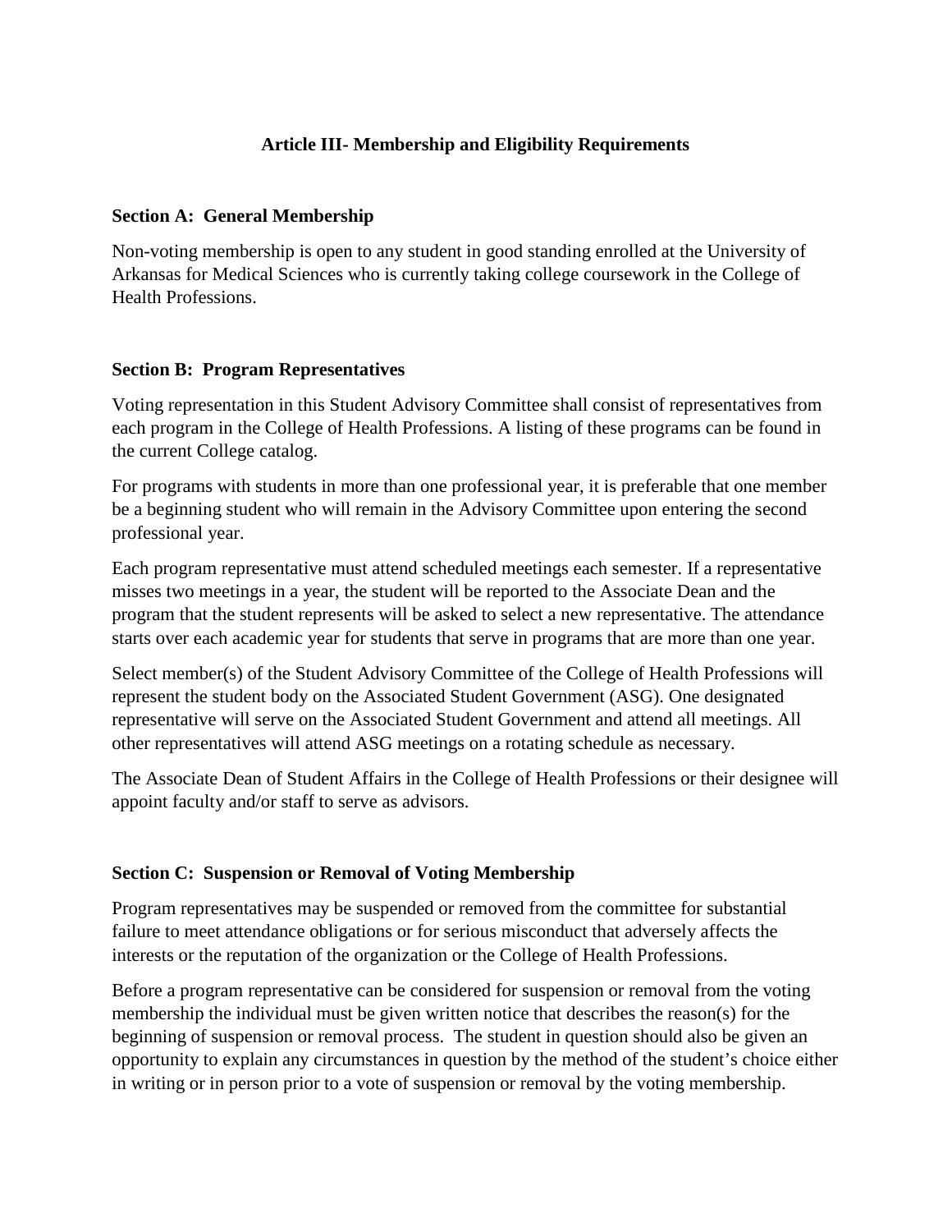## Article III- Membership and Eligibility Requirements

### Section A: General Membership

Non-voting membership is open to any student in good standing enrolled at the University of Arkansas for Medical Sciences who is currently taking college coursework in the College of Health Professions.

### Section B: Program Representatives

Voting representation in this Student Advisory Committee shall consist of representatives from each program in the College of Health Professions. A listing of these programs can be found in the current College catalog.

For programs with students in more than one professional year, it is preferable that one member be a beginning student who will remain in the Advisory Committee upon entering the second professional year.

Each program representative must attend scheduled meetings each semester. If a representative misses two meetings in a year, the student will be reported to the Associate Dean and the program that the student represents will be asked to select a new representative. The attendance starts over each academic year for students that serve in programs that are more than one year.

Select member(s) of the Student Advisory Committee of the College of Health Professions will represent the student body on the Associated Student Government (ASG). One designated representative will serve on the Associated Student Government and attend all meetings. All other representatives will attend ASG meetings on a rotating schedule as necessary.

The Associate Dean of Student Affairs in the College of Health Professions or their designee will appoint faculty and/or staff to serve as advisors.

### Section C: Suspension or Removal of Voting Membership

Program representatives may be suspended or removed from the committee for substantial failure to meet attendance obligations or for serious misconduct that adversely affects the interests or the reputation of the organization or the College of Health Professions.

Before a program representative can be considered for suspension or removal from the voting membership the individual must be given written notice that describes the reason(s) for the beginning of suspension or removal process. The student in question should also be given an opportunity to explain any circumstances in question by the method of the student's choice either in writing or in person prior to a vote of suspension or removal by the voting membership.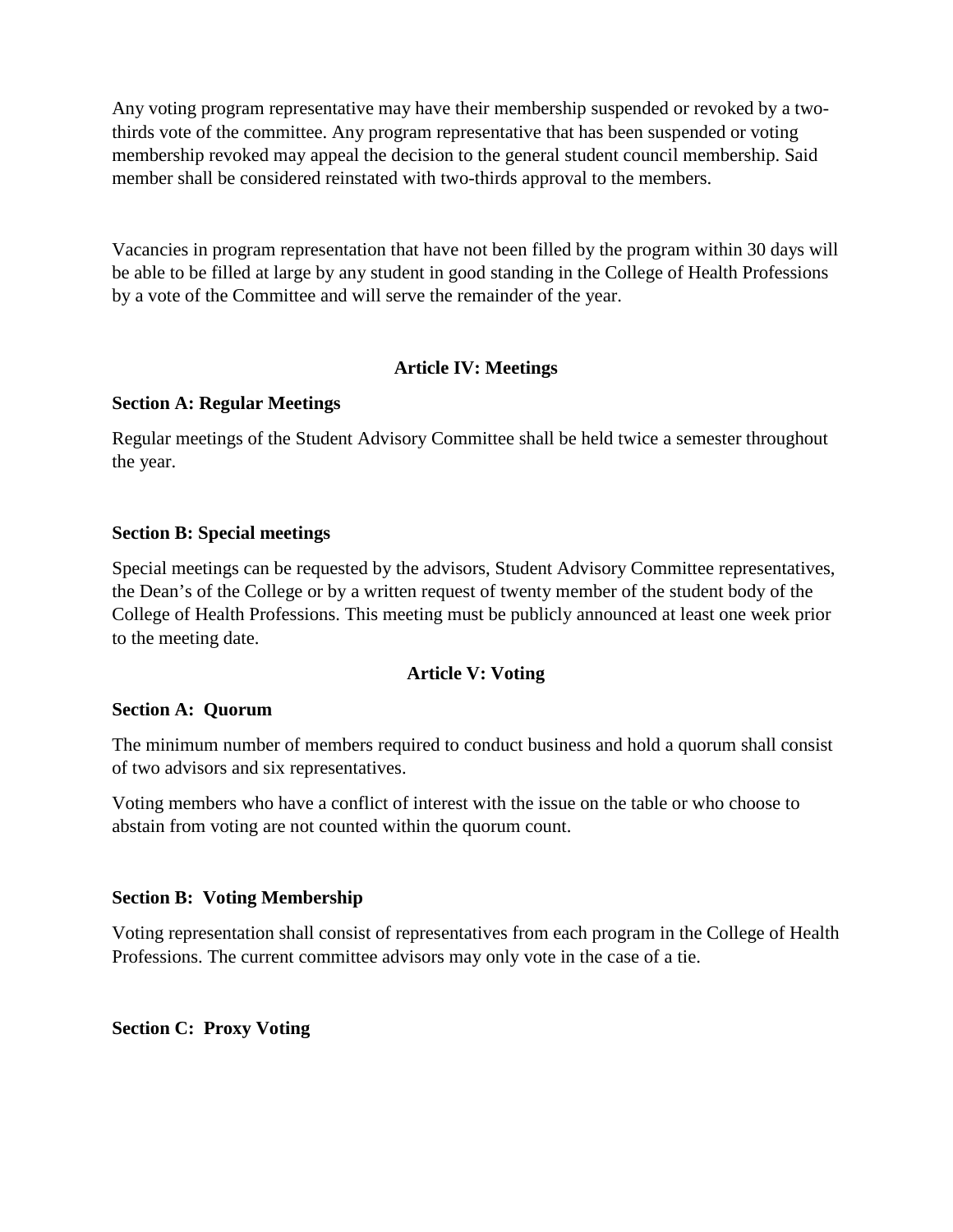Any voting program representative may have their membership suspended or revoked by a two-thirds vote of the committee. Any program representative that has been suspended or voting membership revoked may appeal the decision to the general student council membership. Said member shall be considered reinstated with two-thirds approval to the members.

Vacancies in program representation that have not been filled by the program within 30 days will be able to be filled at large by any student in good standing in the College of Health Professions by a vote of the Committee and will serve the remainder of the year.

## Article IV: Meetings

### Section A: Regular Meetings

Regular meetings of the Student Advisory Committee shall be held twice a semester throughout the year.

### Section B: Special meetings

Special meetings can be requested by the advisors, Student Advisory Committee representatives, the Dean's of the College or by a written request of twenty member of the student body of the College of Health Professions. This meeting must be publicly announced at least one week prior to the meeting date.

## Article V: Voting

### Section A: Quorum

The minimum number of members required to conduct business and hold a quorum shall consist of two advisors and six representatives.

Voting members who have a conflict of interest with the issue on the table or who choose to abstain from voting are not counted within the quorum count.

### Section B: Voting Membership

Voting representation shall consist of representatives from each program in the College of Health Professions. The current committee advisors may only vote in the case of a tie.

### Section C: Proxy Voting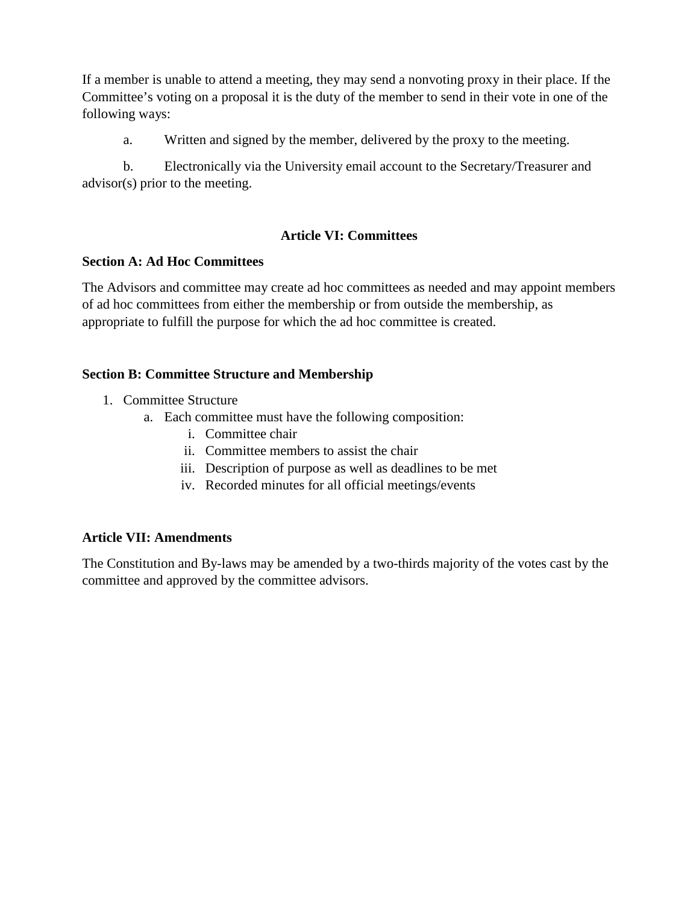If a member is unable to attend a meeting, they may send a nonvoting proxy in their place. If the Committee's voting on a proposal it is the duty of the member to send in their vote in one of the following ways:

a. Written and signed by the member, delivered by the proxy to the meeting.

b. Electronically via the University email account to the Secretary/Treasurer and advisor(s) prior to the meeting.

## Article VI: Committees

### Section A: Ad Hoc Committees

The Advisors and committee may create ad hoc committees as needed and may appoint members of ad hoc committees from either the membership or from outside the membership, as appropriate to fulfill the purpose for which the ad hoc committee is created.

### Section B: Committee Structure and Membership

1. Committee Structure
    a. Each committee must have the following composition:
        i. Committee chair
        ii. Committee members to assist the chair
        iii. Description of purpose as well as deadlines to be met
        iv. Recorded minutes for all official meetings/events

## Article VII: Amendments

The Constitution and By-laws may be amended by a two-thirds majority of the votes cast by the committee and approved by the committee advisors.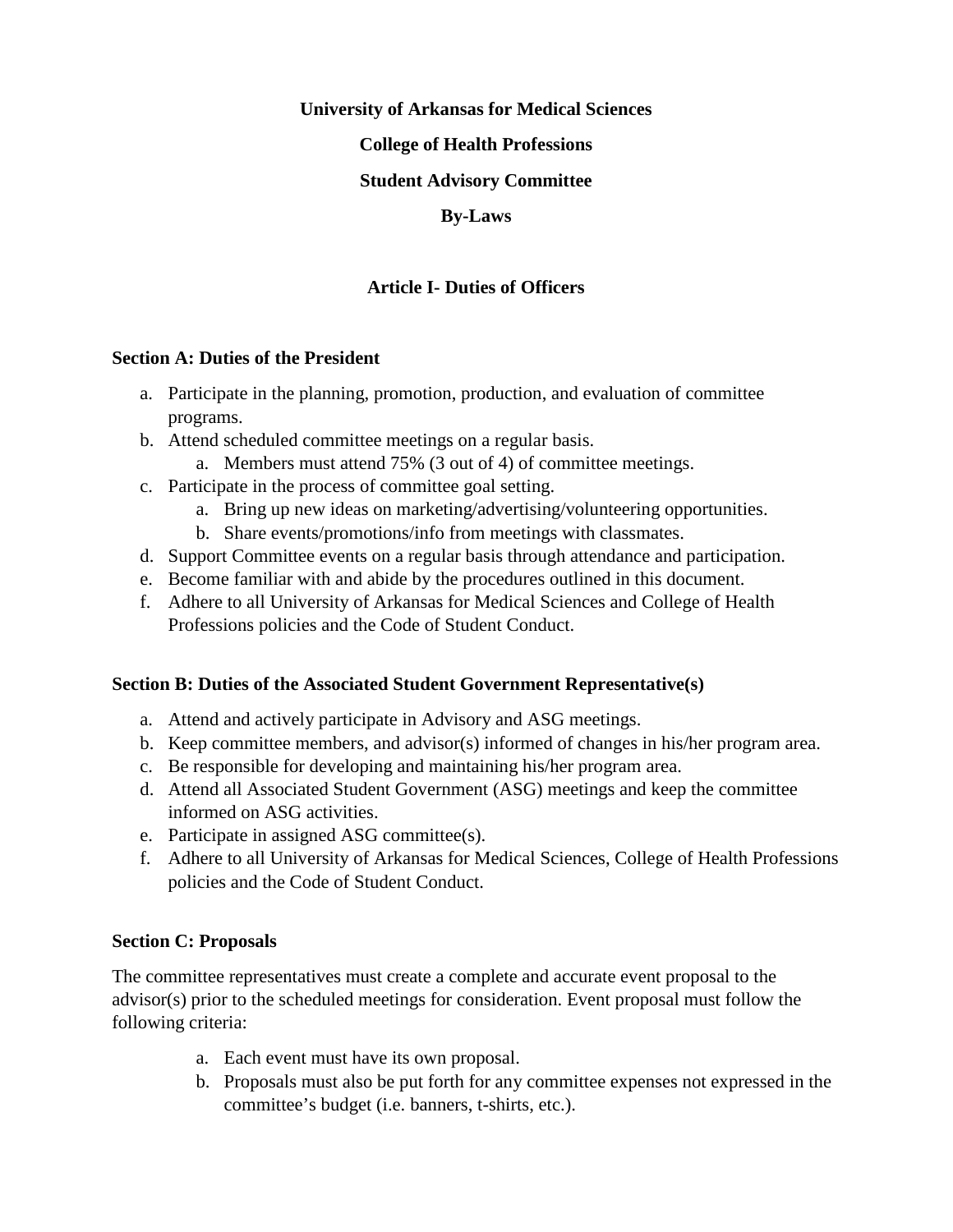**University of Arkansas for Medical Sciences**

**College of Health Professions**

**Student Advisory Committee**

**By-Laws**

## Article I- Duties of Officers

### Section A: Duties of the President

a. Participate in the planning, promotion, production, and evaluation of committee programs.
b. Attend scheduled committee meetings on a regular basis.
    a. Members must attend 75% (3 out of 4) of committee meetings.
c. Participate in the process of committee goal setting.
    a. Bring up new ideas on marketing/advertising/volunteering opportunities.
    b. Share events/promotions/info from meetings with classmates.
d. Support Committee events on a regular basis through attendance and participation.
e. Become familiar with and abide by the procedures outlined in this document.
f. Adhere to all University of Arkansas for Medical Sciences and College of Health Professions policies and the Code of Student Conduct.

### Section B: Duties of the Associated Student Government Representative(s)

a. Attend and actively participate in Advisory and ASG meetings.
b. Keep committee members, and advisor(s) informed of changes in his/her program area.
c. Be responsible for developing and maintaining his/her program area.
d. Attend all Associated Student Government (ASG) meetings and keep the committee informed on ASG activities.
e. Participate in assigned ASG committee(s).
f. Adhere to all University of Arkansas for Medical Sciences, College of Health Professions policies and the Code of Student Conduct.

### Section C: Proposals

The committee representatives must create a complete and accurate event proposal to the advisor(s) prior to the scheduled meetings for consideration. Event proposal must follow the following criteria:

a. Each event must have its own proposal.
b. Proposals must also be put forth for any committee expenses not expressed in the committee's budget (i.e. banners, t-shirts, etc.).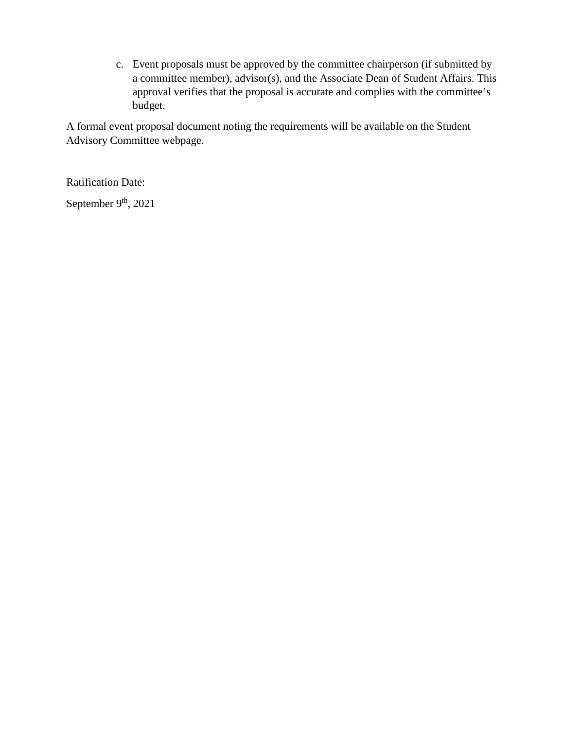c. Event proposals must be approved by the committee chairperson (if submitted by a committee member), advisor(s), and the Associate Dean of Student Affairs. This approval verifies that the proposal is accurate and complies with the committee's budget.

A formal event proposal document noting the requirements will be available on the Student Advisory Committee webpage.

Ratification Date:

September 9th, 2021